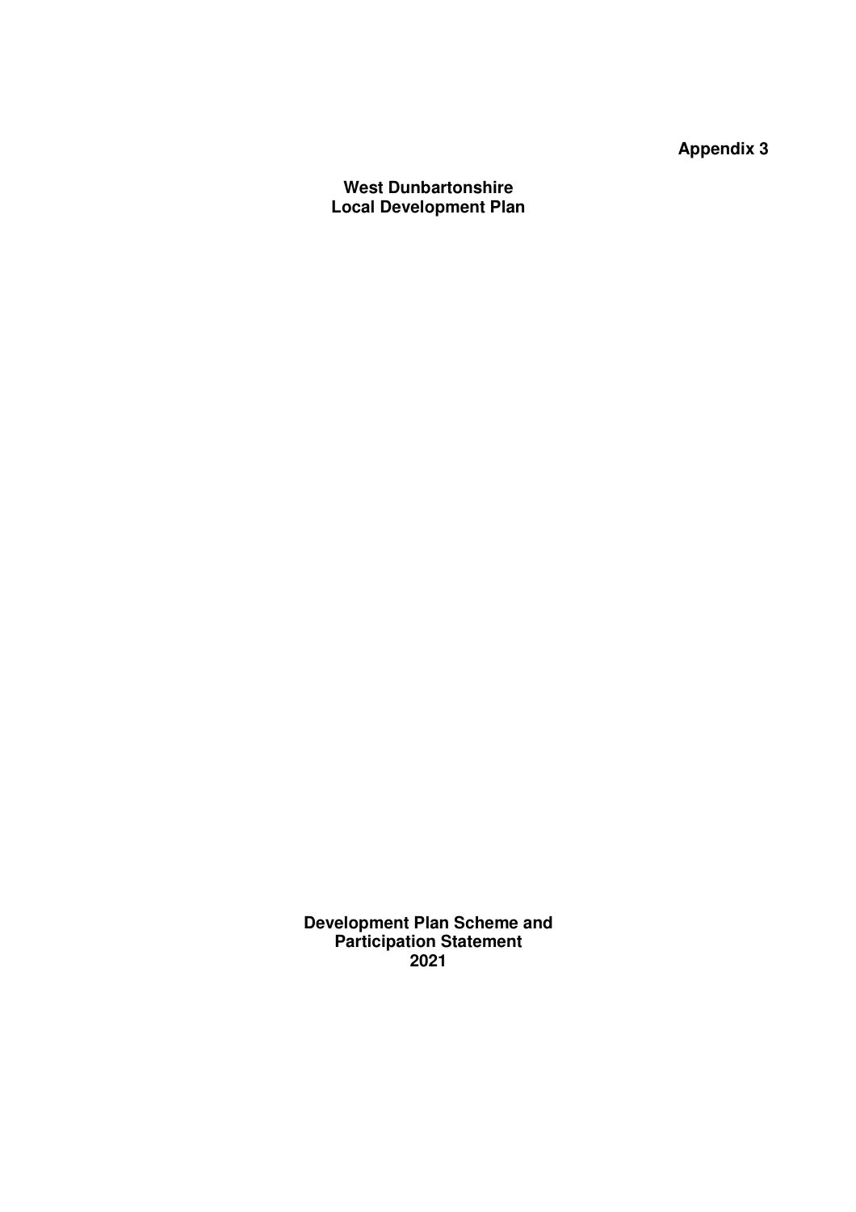**Appendix 3**

# West Dunbartonshire
# Local Development Plan

## Development Plan Scheme and Participation Statement 2021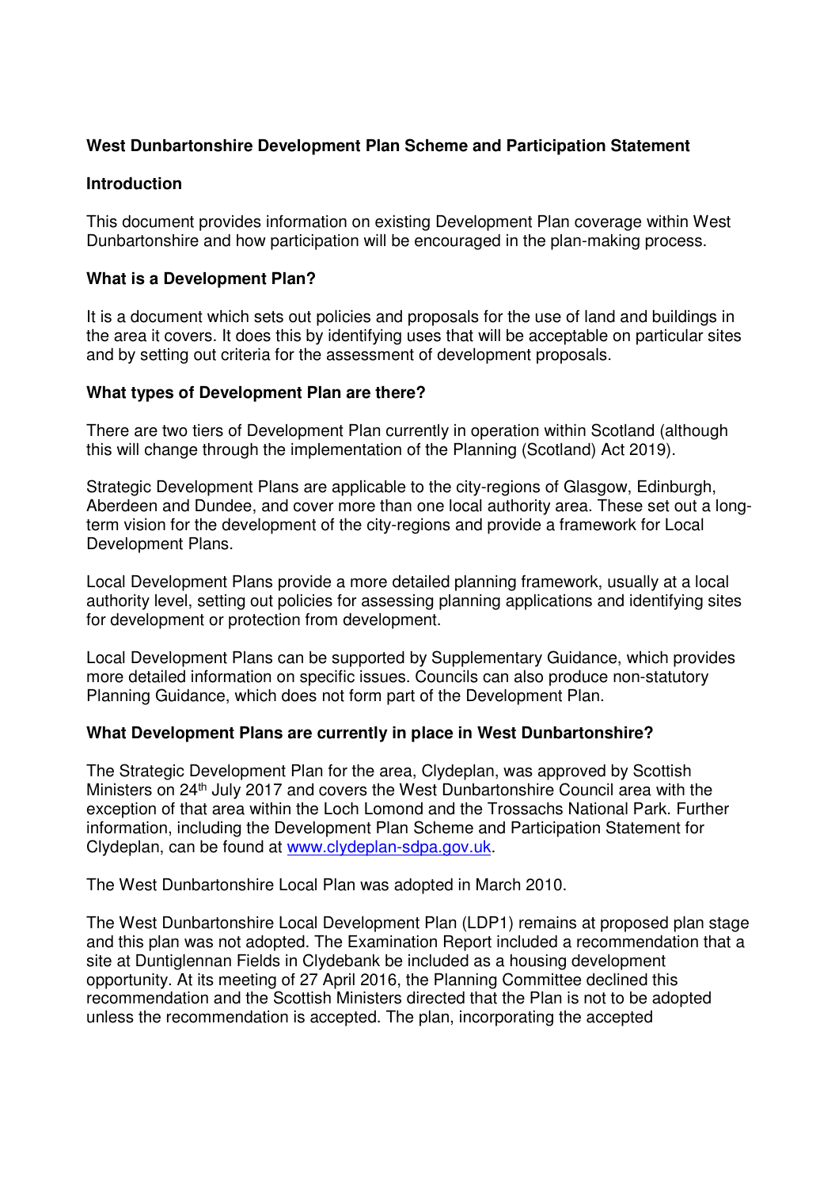**West Dunbartonshire Development Plan Scheme and Participation Statement**

**Introduction**

This document provides information on existing Development Plan coverage within West Dunbartonshire and how participation will be encouraged in the plan-making process.

**What is a Development Plan?**

It is a document which sets out policies and proposals for the use of land and buildings in the area it covers. It does this by identifying uses that will be acceptable on particular sites and by setting out criteria for the assessment of development proposals.

**What types of Development Plan are there?**

There are two tiers of Development Plan currently in operation within Scotland (although this will change through the implementation of the Planning (Scotland) Act 2019).

Strategic Development Plans are applicable to the city-regions of Glasgow, Edinburgh, Aberdeen and Dundee, and cover more than one local authority area. These set out a long-term vision for the development of the city-regions and provide a framework for Local Development Plans.

Local Development Plans provide a more detailed planning framework, usually at a local authority level, setting out policies for assessing planning applications and identifying sites for development or protection from development.

Local Development Plans can be supported by Supplementary Guidance, which provides more detailed information on specific issues. Councils can also produce non-statutory Planning Guidance, which does not form part of the Development Plan.

**What Development Plans are currently in place in West Dunbartonshire?**

The Strategic Development Plan for the area, Clydeplan, was approved by Scottish Ministers on 24th July 2017 and covers the West Dunbartonshire Council area with the exception of that area within the Loch Lomond and the Trossachs National Park. Further information, including the Development Plan Scheme and Participation Statement for Clydeplan, can be found at [www.clydeplan-sdpa.gov.uk](http://www.clydeplan-sdpa.gov.uk).

The West Dunbartonshire Local Plan was adopted in March 2010.

The West Dunbartonshire Local Development Plan (LDP1) remains at proposed plan stage and this plan was not adopted. The Examination Report included a recommendation that a site at Duntiglennan Fields in Clydebank be included as a housing development opportunity. At its meeting of 27 April 2016, the Planning Committee declined this recommendation and the Scottish Ministers directed that the Plan is not to be adopted unless the recommendation is accepted. The plan, incorporating the accepted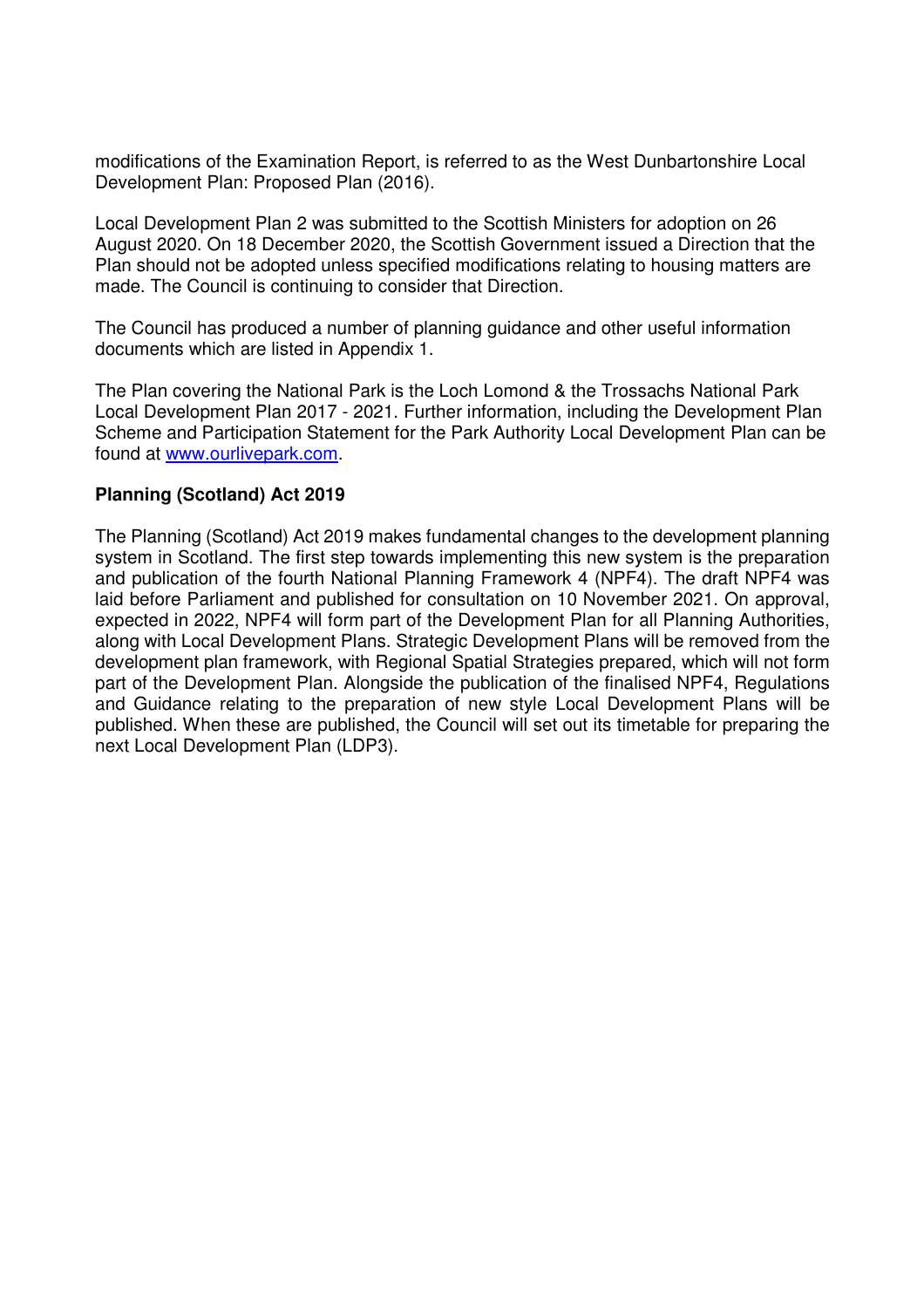modifications of the Examination Report, is referred to as the West Dunbartonshire Local Development Plan: Proposed Plan (2016).

Local Development Plan 2 was submitted to the Scottish Ministers for adoption on 26 August 2020. On 18 December 2020, the Scottish Government issued a Direction that the Plan should not be adopted unless specified modifications relating to housing matters are made. The Council is continuing to consider that Direction.

The Council has produced a number of planning guidance and other useful information documents which are listed in Appendix 1.

The Plan covering the National Park is the Loch Lomond & the Trossachs National Park Local Development Plan 2017 - 2021. Further information, including the Development Plan Scheme and Participation Statement for the Park Authority Local Development Plan can be found at [www.ourlivepark.com](http://www.ourlivepark.com).

**Planning (Scotland) Act 2019**

The Planning (Scotland) Act 2019 makes fundamental changes to the development planning system in Scotland. The first step towards implementing this new system is the preparation and publication of the fourth National Planning Framework 4 (NPF4). The draft NPF4 was laid before Parliament and published for consultation on 10 November 2021. On approval, expected in 2022, NPF4 will form part of the Development Plan for all Planning Authorities, along with Local Development Plans. Strategic Development Plans will be removed from the development plan framework, with Regional Spatial Strategies prepared, which will not form part of the Development Plan. Alongside the publication of the finalised NPF4, Regulations and Guidance relating to the preparation of new style Local Development Plans will be published. When these are published, the Council will set out its timetable for preparing the next Local Development Plan (LDP3).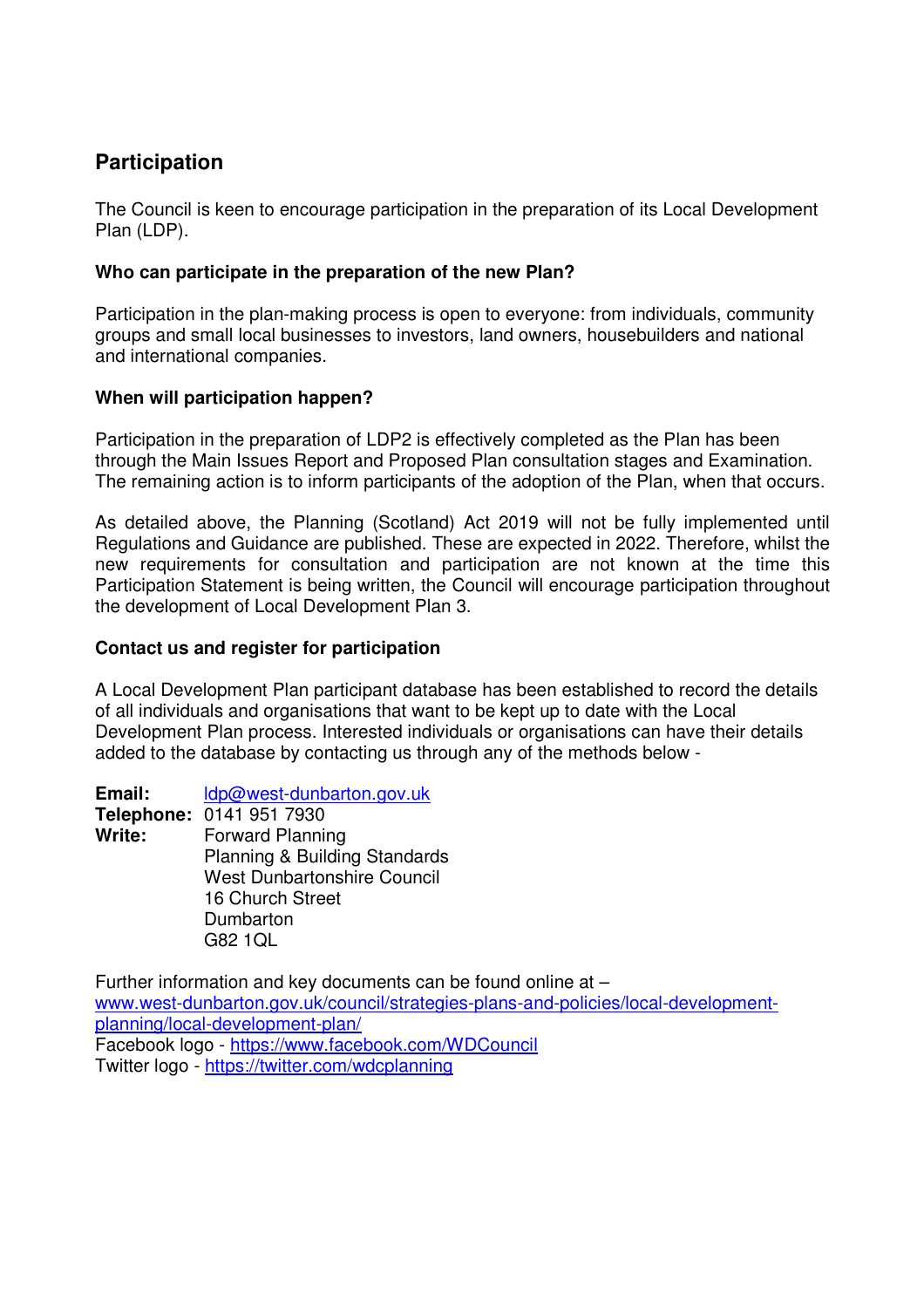## Participation

The Council is keen to encourage participation in the preparation of its Local Development Plan (LDP).

**Who can participate in the preparation of the new Plan?**

Participation in the plan-making process is open to everyone: from individuals, community groups and small local businesses to investors, land owners, housebuilders and national and international companies.

**When will participation happen?**

Participation in the preparation of LDP2 is effectively completed as the Plan has been through the Main Issues Report and Proposed Plan consultation stages and Examination. The remaining action is to inform participants of the adoption of the Plan, when that occurs.

As detailed above, the Planning (Scotland) Act 2019 will not be fully implemented until Regulations and Guidance are published. These are expected in 2022. Therefore, whilst the new requirements for consultation and participation are not known at the time this Participation Statement is being written, the Council will encourage participation throughout the development of Local Development Plan 3.

**Contact us and register for participation**

A Local Development Plan participant database has been established to record the details of all individuals and organisations that want to be kept up to date with the Local Development Plan process. Interested individuals or organisations can have their details added to the database by contacting us through any of the methods below -

**Email:** ldp@west-dunbarton.gov.uk
**Telephone:** 0141 951 7930
**Write:** Forward Planning
Planning & Building Standards
West Dunbartonshire Council
16 Church Street
Dumbarton
G82 1QL

Further information and key documents can be found online at –
www.west-dunbarton.gov.uk/council/strategies-plans-and-policies/local-development-planning/local-development-plan/
Facebook logo - https://www.facebook.com/WDCouncil
Twitter logo - https://twitter.com/wdcplanning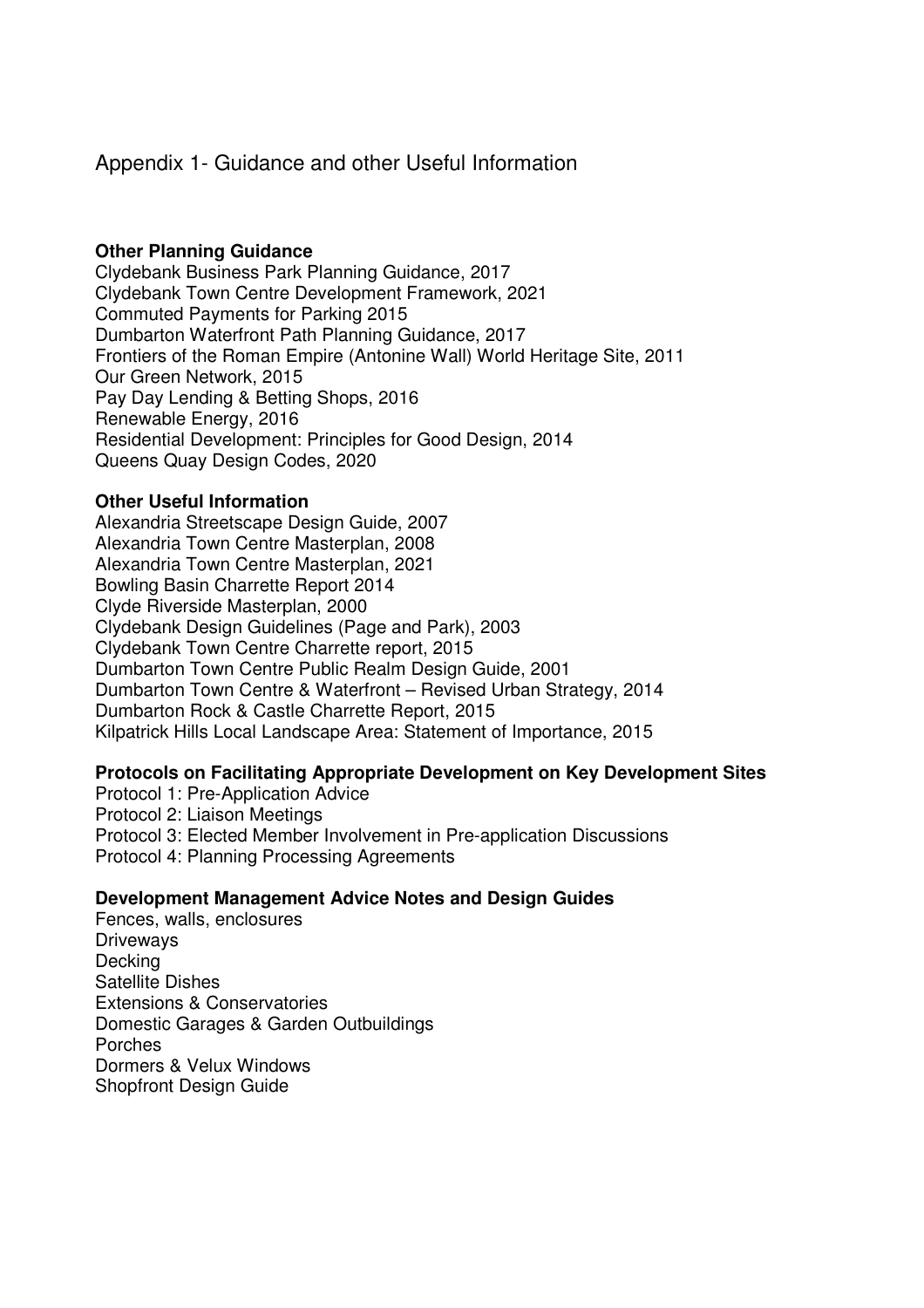# Appendix 1- Guidance and other Useful Information

**Other Planning Guidance**

Clydebank Business Park Planning Guidance, 2017
Clydebank Town Centre Development Framework, 2021
Commuted Payments for Parking 2015
Dumbarton Waterfront Path Planning Guidance, 2017
Frontiers of the Roman Empire (Antonine Wall) World Heritage Site, 2011
Our Green Network, 2015
Pay Day Lending & Betting Shops, 2016
Renewable Energy, 2016
Residential Development: Principles for Good Design, 2014
Queens Quay Design Codes, 2020

**Other Useful Information**

Alexandria Streetscape Design Guide, 2007
Alexandria Town Centre Masterplan, 2008
Alexandria Town Centre Masterplan, 2021
Bowling Basin Charrette Report 2014
Clyde Riverside Masterplan, 2000
Clydebank Design Guidelines (Page and Park), 2003
Clydebank Town Centre Charrette report, 2015
Dumbarton Town Centre Public Realm Design Guide, 2001
Dumbarton Town Centre & Waterfront – Revised Urban Strategy, 2014
Dumbarton Rock & Castle Charrette Report, 2015
Kilpatrick Hills Local Landscape Area: Statement of Importance, 2015

**Protocols on Facilitating Appropriate Development on Key Development Sites**

Protocol 1: Pre-Application Advice
Protocol 2: Liaison Meetings
Protocol 3: Elected Member Involvement in Pre-application Discussions
Protocol 4: Planning Processing Agreements

**Development Management Advice Notes and Design Guides**

Fences, walls, enclosures
Driveways
Decking
Satellite Dishes
Extensions & Conservatories
Domestic Garages & Garden Outbuildings
Porches
Dormers & Velux Windows
Shopfront Design Guide